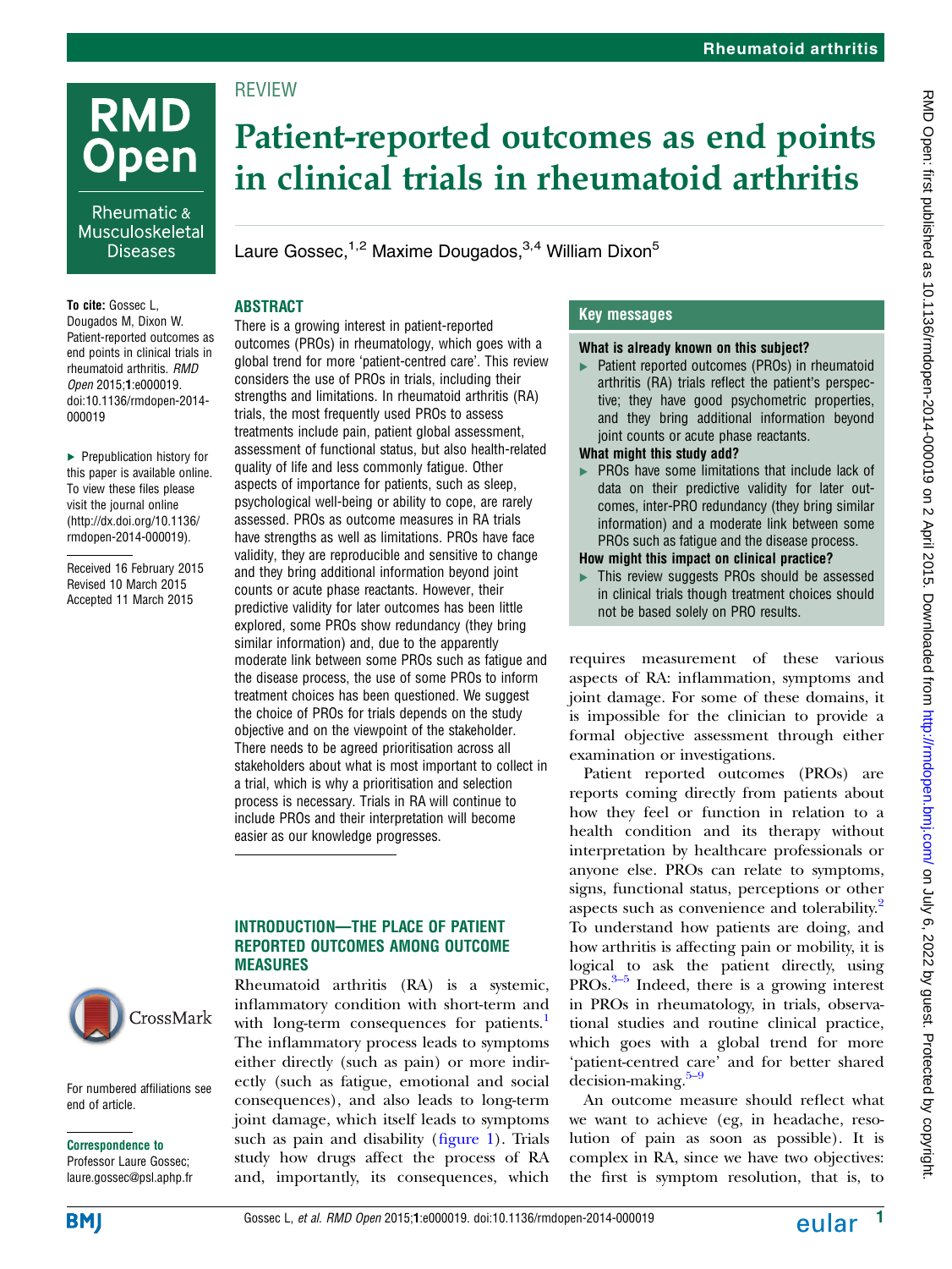REVIEW

# Patient-reported outcomes as end points in clinical trials in rheumatoid arthritis

Laure Gossec,[1,2] Maxime Dougados,[3,4] William Dixon[5]

**To cite:** Gossec L, Dougados M, Dixon W. Patient-reported outcomes as end points in clinical trials in rheumatoid arthritis. *RMD Open* 2015;**1**:e000019. doi:10.1136/rmdopen-2014-000019

► Prepublication history for this paper is available online. To view these files please visit the journal online (http://dx.doi.org/10.1136/rmdopen-2014-000019).

Received 16 February 2015
Revised 10 March 2015
Accepted 11 March 2015

## ABSTRACT

There is a growing interest in patient-reported outcomes (PROs) in rheumatology, which goes with a global trend for more 'patient-centred care'. This review considers the use of PROs in trials, including their strengths and limitations. In rheumatoid arthritis (RA) trials, the most frequently used PROs to assess treatments include pain, patient global assessment, assessment of functional status, but also health-related quality of life and less commonly fatigue. Other aspects of importance for patients, such as sleep, psychological well-being or ability to cope, are rarely assessed. PROs as outcome measures in RA trials have strengths as well as limitations. PROs have face validity, they are reproducible and sensitive to change and they bring additional information beyond joint counts or acute phase reactants. However, their predictive validity for later outcomes has been little explored, some PROs show redundancy (they bring similar information) and, due to the apparently moderate link between some PROs such as fatigue and the disease process, the use of some PROs to inform treatment choices has been questioned. We suggest the choice of PROs for trials depends on the study objective and on the viewpoint of the stakeholder. There needs to be agreed prioritisation across all stakeholders about what is most important to collect in a trial, which is why a prioritisation and selection process is necessary. Trials in RA will continue to include PROs and their interpretation will become easier as our knowledge progresses.

## Key messages

**What is already known on this subject?**

- Patient reported outcomes (PROs) in rheumatoid arthritis (RA) trials reflect the patient's perspective; they have good psychometric properties, and they bring additional information beyond joint counts or acute phase reactants.

**What might this study add?**

- PROs have some limitations that include lack of data on their predictive validity for later outcomes, inter-PRO redundancy (they bring similar information) and a moderate link between some PROs such as fatigue and the disease process.

**How might this impact on clinical practice?**

- This review suggests PROs should be assessed in clinical trials though treatment choices should not be based solely on PRO results.

## INTRODUCTION—THE PLACE OF PATIENT REPORTED OUTCOMES AMONG OUTCOME MEASURES

Rheumatoid arthritis (RA) is a systemic, inflammatory condition with short-term and with long-term consequences for patients.[1] The inflammatory process leads to symptoms either directly (such as pain) or more indirectly (such as fatigue, emotional and social consequences), and also leads to long-term joint damage, which itself leads to symptoms such as pain and disability (figure 1). Trials study how drugs affect the process of RA and, importantly, its consequences, which requires measurement of these various aspects of RA: inflammation, symptoms and joint damage. For some of these domains, it is impossible for the clinician to provide a formal objective assessment through either examination or investigations.

Patient reported outcomes (PROs) are reports coming directly from patients about how they feel or function in relation to a health condition and its therapy without interpretation by healthcare professionals or anyone else. PROs can relate to symptoms, signs, functional status, perceptions or other aspects such as convenience and tolerability.[2] To understand how patients are doing, and how arthritis is affecting pain or mobility, it is logical to ask the patient directly, using PROs.[3–5] Indeed, there is a growing interest in PROs in rheumatology, in trials, observational studies and routine clinical practice, which goes with a global trend for more 'patient-centred care' and for better shared decision-making.[5–9]

An outcome measure should reflect what we want to achieve (eg, in headache, resolution of pain as soon as possible). It is complex in RA, since we have two objectives: the first is symptom resolution, that is, to

For numbered affiliations see end of article.

**Correspondence to**
Professor Laure Gossec; laure.gossec@psl.aphp.fr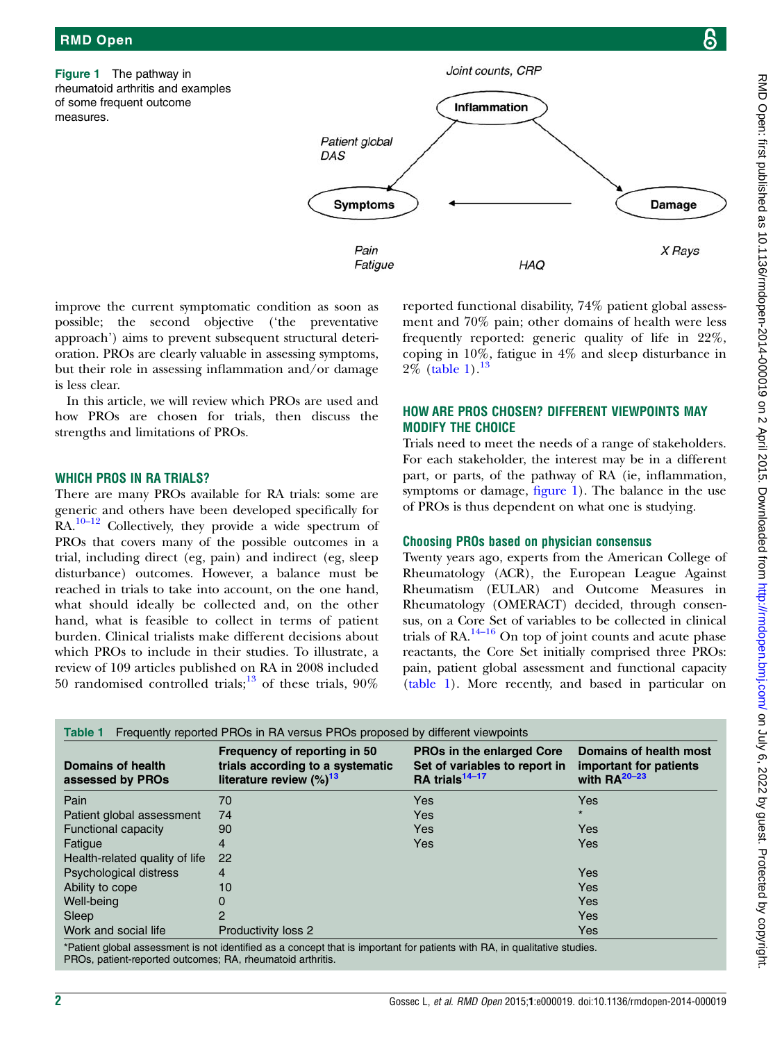Figure 1 The pathway in rheumatoid arthritis and examples of some frequent outcome measures.

improve the current symptomatic condition as soon as possible; the second objective ('the preventative approach') aims to prevent subsequent structural deterioration. PROs are clearly valuable in assessing symptoms, but their role in assessing inflammation and/or damage is less clear.

In this article, we will review which PROs are used and how PROs are chosen for trials, then discuss the strengths and limitations of PROs.

## WHICH PROS IN RA TRIALS?

There are many PROs available for RA trials: some are generic and others have been developed specifically for RA.[10–12] Collectively, they provide a wide spectrum of PROs that covers many of the possible outcomes in a trial, including direct (eg, pain) and indirect (eg, sleep disturbance) outcomes. However, a balance must be reached in trials to take into account, on the one hand, what should ideally be collected and, on the other hand, what is feasible to collect in terms of patient burden. Clinical trialists make different decisions about which PROs to include in their studies. To illustrate, a review of 109 articles published on RA in 2008 included 50 randomised controlled trials;[13] of these trials, 90% reported functional disability, 74% patient global assessment and 70% pain; other domains of health were less frequently reported: generic quality of life in 22%, coping in 10%, fatigue in 4% and sleep disturbance in 2% (table 1).[13]

## HOW ARE PROS CHOSEN? DIFFERENT VIEWPOINTS MAY MODIFY THE CHOICE

Trials need to meet the needs of a range of stakeholders. For each stakeholder, the interest may be in a different part, or parts, of the pathway of RA (ie, inflammation, symptoms or damage, figure 1). The balance in the use of PROs is thus dependent on what one is studying.

### Choosing PROs based on physician consensus

Twenty years ago, experts from the American College of Rheumatology (ACR), the European League Against Rheumatism (EULAR) and Outcome Measures in Rheumatology (OMERACT) decided, through consensus, on a Core Set of variables to be collected in clinical trials of RA.[14–16] On top of joint counts and acute phase reactants, the Core Set initially comprised three PROs: pain, patient global assessment and functional capacity (table 1). More recently, and based in particular on

**Table 1** Frequently reported PROs in RA versus PROs proposed by different viewpoints

| Domains of health assessed by PROs | Frequency of reporting in 50 trials according to a systematic literature review (%)[13] | PROs in the enlarged Core Set of variables to report in RA trials[14–17] | Domains of health most important for patients with RA[20–23] |
|---|---|---|---|
| Pain | 70 | Yes | Yes |
| Patient global assessment | 74 | Yes | * |
| Functional capacity | 90 | Yes | Yes |
| Fatigue | 4 | Yes | Yes |
| Health-related quality of life | 22 | | |
| Psychological distress | 4 | | Yes |
| Ability to cope | 10 | | Yes |
| Well-being | 0 | | Yes |
| Sleep | 2 | | Yes |
| Work and social life | Productivity loss 2 | | Yes |

*Patient global assessment is not identified as a concept that is important for patients with RA, in qualitative studies.
PROs, patient-reported outcomes; RA, rheumatoid arthritis.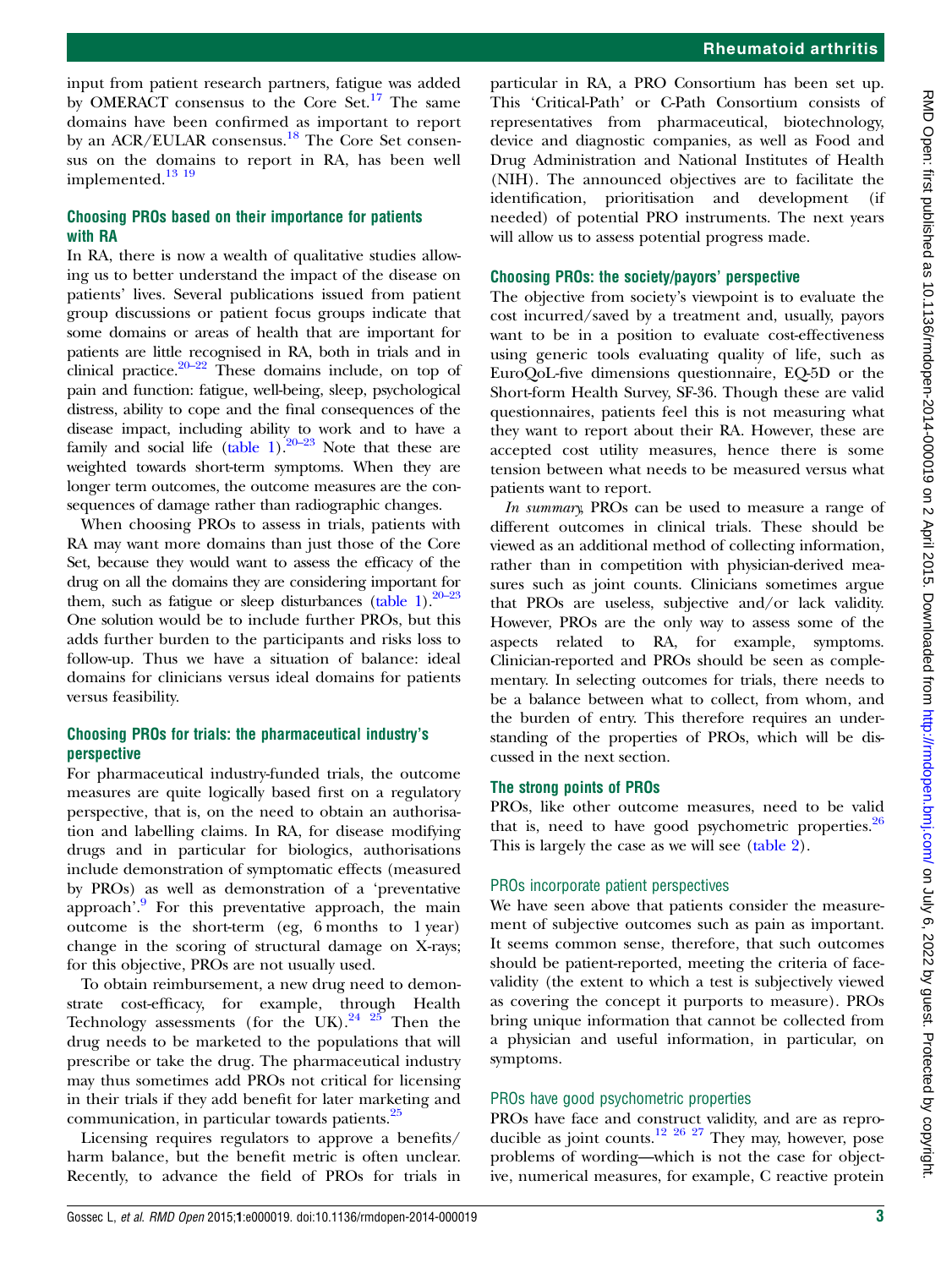input from patient research partners, fatigue was added by OMERACT consensus to the Core Set.[17] The same domains have been confirmed as important to report by an ACR/EULAR consensus.[18] The Core Set consensus on the domains to report in RA, has been well implemented.[13 19]

### Choosing PROs based on their importance for patients with RA

In RA, there is now a wealth of qualitative studies allowing us to better understand the impact of the disease on patients' lives. Several publications issued from patient group discussions or patient focus groups indicate that some domains or areas of health that are important for patients are little recognised in RA, both in trials and in clinical practice.[20–22] These domains include, on top of pain and function: fatigue, well-being, sleep, psychological distress, ability to cope and the final consequences of the disease impact, including ability to work and to have a family and social life (table 1).[20–23] Note that these are weighted towards short-term symptoms. When they are longer term outcomes, the outcome measures are the consequences of damage rather than radiographic changes.

When choosing PROs to assess in trials, patients with RA may want more domains than just those of the Core Set, because they would want to assess the efficacy of the drug on all the domains they are considering important for them, such as fatigue or sleep disturbances (table 1).[20–23] One solution would be to include further PROs, but this adds further burden to the participants and risks loss to follow-up. Thus we have a situation of balance: ideal domains for clinicians versus ideal domains for patients versus feasibility.

### Choosing PROs for trials: the pharmaceutical industry's perspective

For pharmaceutical industry-funded trials, the outcome measures are quite logically based first on a regulatory perspective, that is, on the need to obtain an authorisation and labelling claims. In RA, for disease modifying drugs and in particular for biologics, authorisations include demonstration of symptomatic effects (measured by PROs) as well as demonstration of a 'preventative approach'.[9] For this preventative approach, the main outcome is the short-term (eg, 6 months to 1 year) change in the scoring of structural damage on X-rays; for this objective, PROs are not usually used.

To obtain reimbursement, a new drug need to demonstrate cost-efficacy, for example, through Health Technology assessments (for the UK).[24 25] Then the drug needs to be marketed to the populations that will prescribe or take the drug. The pharmaceutical industry may thus sometimes add PROs not critical for licensing in their trials if they add benefit for later marketing and communication, in particular towards patients.[25]

Licensing requires regulators to approve a benefits/harm balance, but the benefit metric is often unclear. Recently, to advance the field of PROs for trials in particular in RA, a PRO Consortium has been set up. This 'Critical-Path' or C-Path Consortium consists of representatives from pharmaceutical, biotechnology, device and diagnostic companies, as well as Food and Drug Administration and National Institutes of Health (NIH). The announced objectives are to facilitate the identification, prioritisation and development (if needed) of potential PRO instruments. The next years will allow us to assess potential progress made.

### Choosing PROs: the society/payors' perspective

The objective from society's viewpoint is to evaluate the cost incurred/saved by a treatment and, usually, payors want to be in a position to evaluate cost-effectiveness using generic tools evaluating quality of life, such as EuroQoL-five dimensions questionnaire, EQ-5D or the Short-form Health Survey, SF-36. Though these are valid questionnaires, patients feel this is not measuring what they want to report about their RA. However, these are accepted cost utility measures, hence there is some tension between what needs to be measured versus what patients want to report.

*In summary*, PROs can be used to measure a range of different outcomes in clinical trials. These should be viewed as an additional method of collecting information, rather than in competition with physician-derived measures such as joint counts. Clinicians sometimes argue that PROs are useless, subjective and/or lack validity. However, PROs are the only way to assess some of the aspects related to RA, for example, symptoms. Clinician-reported and PROs should be seen as complementary. In selecting outcomes for trials, there needs to be a balance between what to collect, from whom, and the burden of entry. This therefore requires an understanding of the properties of PROs, which will be discussed in the next section.

### The strong points of PROs

PROs, like other outcome measures, need to be valid that is, need to have good psychometric properties.[26] This is largely the case as we will see (table 2).

#### PROs incorporate patient perspectives

We have seen above that patients consider the measurement of subjective outcomes such as pain as important. It seems common sense, therefore, that such outcomes should be patient-reported, meeting the criteria of face-validity (the extent to which a test is subjectively viewed as covering the concept it purports to measure). PROs bring unique information that cannot be collected from a physician and useful information, in particular, on symptoms.

#### PROs have good psychometric properties

PROs have face and construct validity, and are as reproducible as joint counts.[12 26 27] They may, however, pose problems of wording—which is not the case for objective, numerical measures, for example, C reactive protein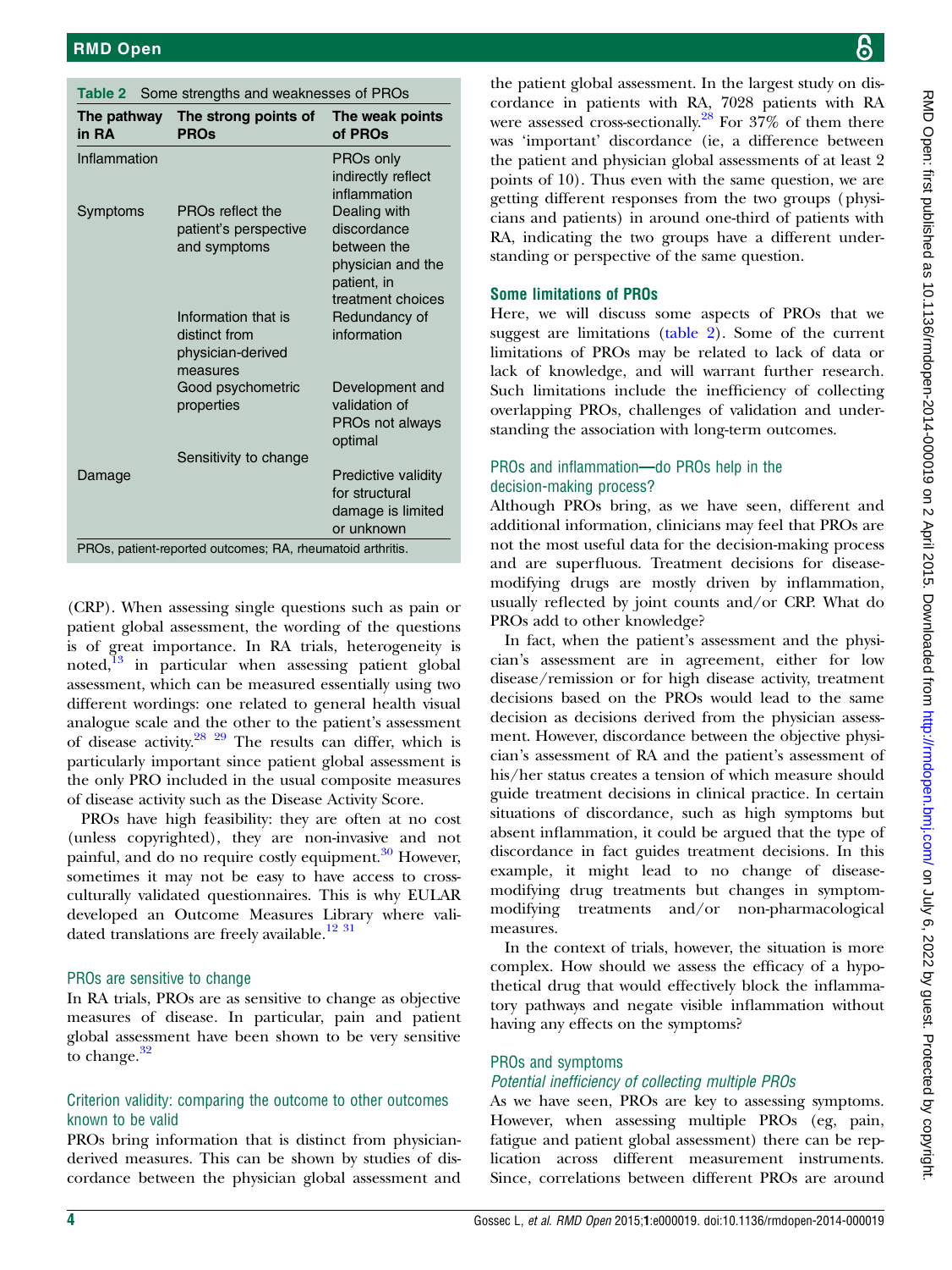**Table 2** Some strengths and weaknesses of PROs

| The pathway in RA | The strong points of PROs | The weak points of PROs |
|---|---|---|
| Inflammation | | PROs only indirectly reflect inflammation |
| Symptoms | PROs reflect the patient's perspective and symptoms | Dealing with discordance between the physician and the patient, in treatment choices |
| | Information that is distinct from physician-derived measures | Redundancy of information |
| | Good psychometric properties | Development and validation of PROs not always optimal |
| | Sensitivity to change | |
| Damage | | Predictive validity for structural damage is limited or unknown |

PROs, patient-reported outcomes; RA, rheumatoid arthritis.

(CRP). When assessing single questions such as pain or patient global assessment, the wording of the questions is of great importance. In RA trials, heterogeneity is noted,[13] in particular when assessing patient global assessment, which can be measured essentially using two different wordings: one related to general health visual analogue scale and the other to the patient's assessment of disease activity.[28 29] The results can differ, which is particularly important since patient global assessment is the only PRO included in the usual composite measures of disease activity such as the Disease Activity Score.

PROs have high feasibility: they are often at no cost (unless copyrighted), they are non-invasive and not painful, and do no require costly equipment.[30] However, sometimes it may not be easy to have access to cross-culturally validated questionnaires. This is why EULAR developed an Outcome Measures Library where validated translations are freely available.[12 31]

### PROs are sensitive to change

In RA trials, PROs are as sensitive to change as objective measures of disease. In particular, pain and patient global assessment have been shown to be very sensitive to change.[32]

### Criterion validity: comparing the outcome to other outcomes known to be valid

PROs bring information that is distinct from physician-derived measures. This can be shown by studies of discordance between the physician global assessment and the patient global assessment. In the largest study on discordance in patients with RA, 7028 patients with RA were assessed cross-sectionally.[28] For 37% of them there was 'important' discordance (ie, a difference between the patient and physician global assessments of at least 2 points of 10). Thus even with the same question, we are getting different responses from the two groups (physicians and patients) in around one-third of patients with RA, indicating the two groups have a different understanding or perspective of the same question.

## Some limitations of PROs

Here, we will discuss some aspects of PROs that we suggest are limitations (table 2). Some of the current limitations of PROs may be related to lack of data or lack of knowledge, and will warrant further research. Such limitations include the inefficiency of collecting overlapping PROs, challenges of validation and understanding the association with long-term outcomes.

### PROs and inflammation—do PROs help in the decision-making process?

Although PROs bring, as we have seen, different and additional information, clinicians may feel that PROs are not the most useful data for the decision-making process and are superfluous. Treatment decisions for disease-modifying drugs are mostly driven by inflammation, usually reflected by joint counts and/or CRP. What do PROs add to other knowledge?

In fact, when the patient's assessment and the physician's assessment are in agreement, either for low disease/remission or for high disease activity, treatment decisions based on the PROs would lead to the same decision as decisions derived from the physician assessment. However, discordance between the objective physician's assessment of RA and the patient's assessment of his/her status creates a tension of which measure should guide treatment decisions in clinical practice. In certain situations of discordance, such as high symptoms but absent inflammation, it could be argued that the type of discordance in fact guides treatment decisions. In this example, it might lead to no change of disease-modifying drug treatments but changes in symptom-modifying treatments and/or non-pharmacological measures.

In the context of trials, however, the situation is more complex. How should we assess the efficacy of a hypothetical drug that would effectively block the inflammatory pathways and negate visible inflammation without having any effects on the symptoms?

### PROs and symptoms

#### *Potential inefficiency of collecting multiple PROs*

As we have seen, PROs are key to assessing symptoms. However, when assessing multiple PROs (eg, pain, fatigue and patient global assessment) there can be replication across different measurement instruments. Since, correlations between different PROs are around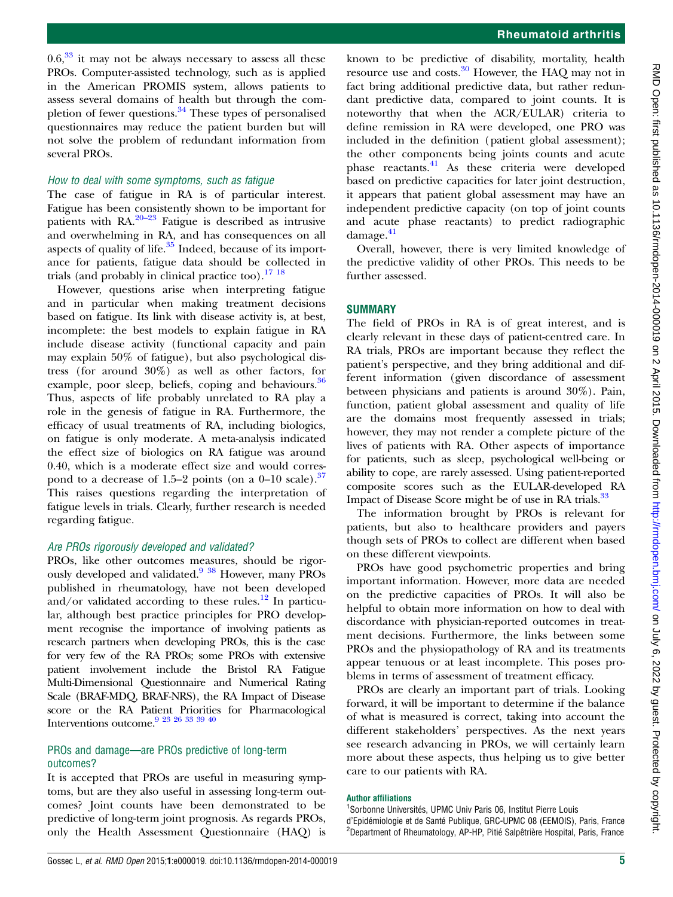0.6,[33] it may not be always necessary to assess all these PROs. Computer-assisted technology, such as is applied in the American PROMIS system, allows patients to assess several domains of health but through the completion of fewer questions.[34] These types of personalised questionnaires may reduce the patient burden but will not solve the problem of redundant information from several PROs.

### *How to deal with some symptoms, such as fatigue*

The case of fatigue in RA is of particular interest. Fatigue has been consistently shown to be important for patients with RA.[20–23] Fatigue is described as intrusive and overwhelming in RA, and has consequences on all aspects of quality of life.[35] Indeed, because of its importance for patients, fatigue data should be collected in trials (and probably in clinical practice too).[17 18]

However, questions arise when interpreting fatigue and in particular when making treatment decisions based on fatigue. Its link with disease activity is, at best, incomplete: the best models to explain fatigue in RA include disease activity (functional capacity and pain may explain 50% of fatigue), but also psychological distress (for around 30%) as well as other factors, for example, poor sleep, beliefs, coping and behaviours.[36] Thus, aspects of life probably unrelated to RA play a role in the genesis of fatigue in RA. Furthermore, the efficacy of usual treatments of RA, including biologics, on fatigue is only moderate. A meta-analysis indicated the effect size of biologics on RA fatigue was around 0.40, which is a moderate effect size and would correspond to a decrease of 1.5–2 points (on a 0–10 scale).[37] This raises questions regarding the interpretation of fatigue levels in trials. Clearly, further research is needed regarding fatigue.

### *Are PROs rigorously developed and validated?*

PROs, like other outcomes measures, should be rigorously developed and validated.[9 38] However, many PROs published in rheumatology, have not been developed and/or validated according to these rules.[12] In particular, although best practice principles for PRO development recognise the importance of involving patients as research partners when developing PROs, this is the case for very few of the RA PROs; some PROs with extensive patient involvement include the Bristol RA Fatigue Multi-Dimensional Questionnaire and Numerical Rating Scale (BRAF-MDQ, BRAF-NRS), the RA Impact of Disease score or the RA Patient Priorities for Pharmacological Interventions outcome.[9 23 26 33 39 40]

### PROs and damage—are PROs predictive of long-term outcomes?

It is accepted that PROs are useful in measuring symptoms, but are they also useful in assessing long-term outcomes? Joint counts have been demonstrated to be predictive of long-term joint prognosis. As regards PROs, only the Health Assessment Questionnaire (HAQ) is known to be predictive of disability, mortality, health resource use and costs.[30] However, the HAQ may not in fact bring additional predictive data, but rather redundant predictive data, compared to joint counts. It is noteworthy that when the ACR/EULAR) criteria to define remission in RA were developed, one PRO was included in the definition (patient global assessment); the other components being joints counts and acute phase reactants.[41] As these criteria were developed based on predictive capacities for later joint destruction, it appears that patient global assessment may have an independent predictive capacity (on top of joint counts and acute phase reactants) to predict radiographic damage.[41]

Overall, however, there is very limited knowledge of the predictive validity of other PROs. This needs to be further assessed.

## SUMMARY

The field of PROs in RA is of great interest, and is clearly relevant in these days of patient-centred care. In RA trials, PROs are important because they reflect the patient's perspective, and they bring additional and different information (given discordance of assessment between physicians and patients is around 30%). Pain, function, patient global assessment and quality of life are the domains most frequently assessed in trials; however, they may not render a complete picture of the lives of patients with RA. Other aspects of importance for patients, such as sleep, psychological well-being or ability to cope, are rarely assessed. Using patient-reported composite scores such as the EULAR-developed RA Impact of Disease Score might be of use in RA trials.[33]

The information brought by PROs is relevant for patients, but also to healthcare providers and payers though sets of PROs to collect are different when based on these different viewpoints.

PROs have good psychometric properties and bring important information. However, more data are needed on the predictive capacities of PROs. It will also be helpful to obtain more information on how to deal with discordance with physician-reported outcomes in treatment decisions. Furthermore, the links between some PROs and the physiopathology of RA and its treatments appear tenuous or at least incomplete. This poses problems in terms of assessment of treatment efficacy.

PROs are clearly an important part of trials. Looking forward, it will be important to determine if the balance of what is measured is correct, taking into account the different stakeholders' perspectives. As the next years see research advancing in PROs, we will certainly learn more about these aspects, thus helping us to give better care to our patients with RA.

**Author affiliations**

[1]Sorbonne Universités, UPMC Univ Paris 06, Institut Pierre Louis d'Epidémiologie et de Santé Publique, GRC-UPMC 08 (EEMOIS), Paris, France

[2]Department of Rheumatology, AP-HP, Pitié Salpêtrière Hospital, Paris, France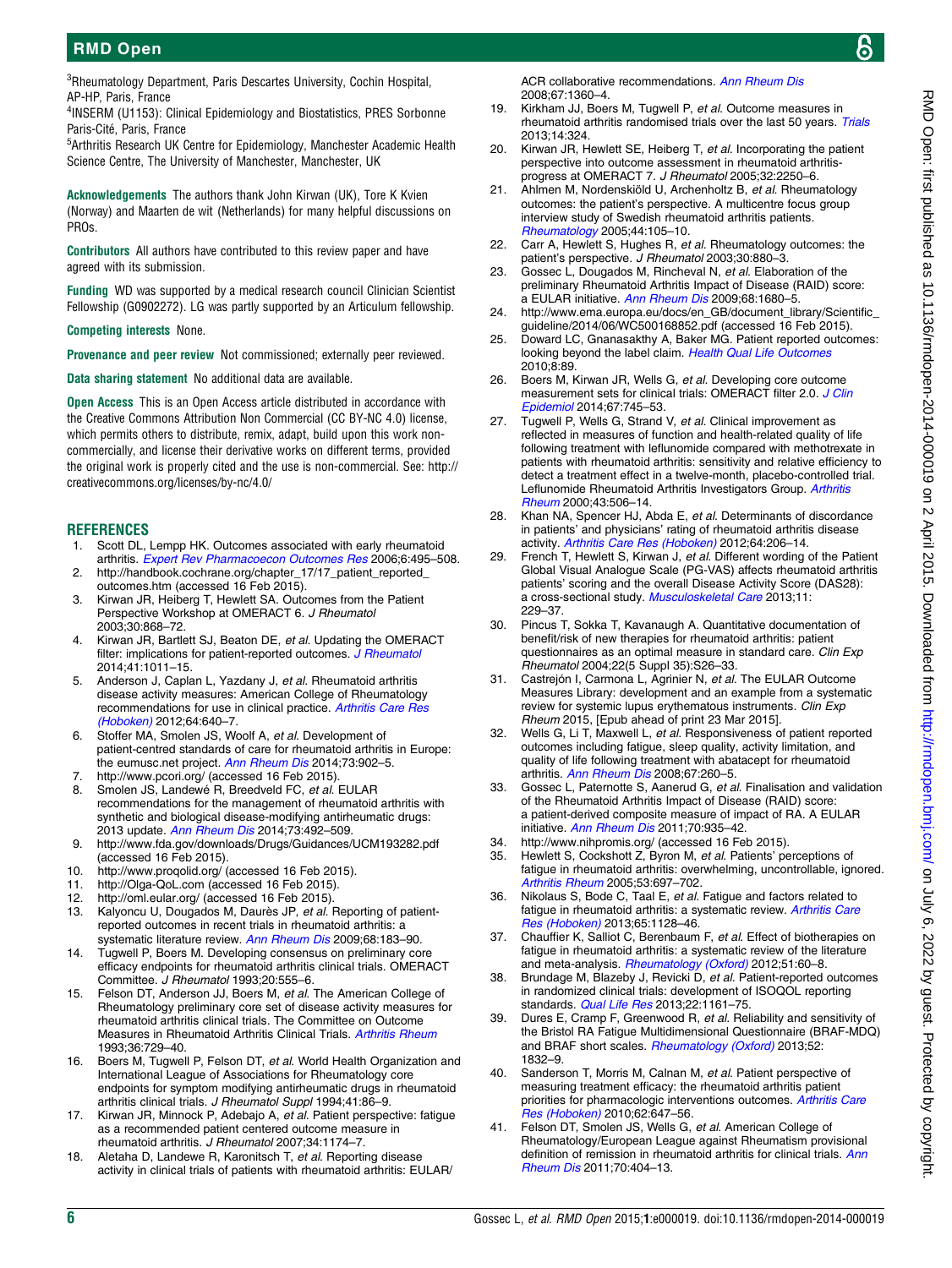[3]Rheumatology Department, Paris Descartes University, Cochin Hospital, AP-HP, Paris, France
[4]INSERM (U1153): Clinical Epidemiology and Biostatistics, PRES Sorbonne Paris-Cité, Paris, France
[5]Arthritis Research UK Centre for Epidemiology, Manchester Academic Health Science Centre, The University of Manchester, Manchester, UK

**Acknowledgements** The authors thank John Kirwan (UK), Tore K Kvien (Norway) and Maarten de wit (Netherlands) for many helpful discussions on PROs.

**Contributors** All authors have contributed to this review paper and have agreed with its submission.

**Funding** WD was supported by a medical research council Clinician Scientist Fellowship (G0902272). LG was partly supported by an Articulum fellowship.

**Competing interests** None.

**Provenance and peer review** Not commissioned; externally peer reviewed.

**Data sharing statement** No additional data are available.

**Open Access** This is an Open Access article distributed in accordance with the Creative Commons Attribution Non Commercial (CC BY-NC 4.0) license, which permits others to distribute, remix, adapt, build upon this work non-commercially, and license their derivative works on different terms, provided the original work is properly cited and the use is non-commercial. See: http://creativecommons.org/licenses/by-nc/4.0/

## REFERENCES

1. Scott DL, Lempp HK. Outcomes associated with early rheumatoid arthritis. *Expert Rev Pharmacoecon Outcomes Res* 2006;6:495–508.
2. http://handbook.cochrane.org/chapter_17/17_patient_reported_outcomes.htm (accessed 16 Feb 2015).
3. Kirwan JR, Heiberg T, Hewlett SA. Outcomes from the Patient Perspective Workshop at OMERACT 6. *J Rheumatol* 2003;30:868–72.
4. Kirwan JR, Bartlett SJ, Beaton DE, *et al*. Updating the OMERACT filter: implications for patient-reported outcomes. *J Rheumatol* 2014;41:1011–15.
5. Anderson J, Caplan L, Yazdany J, *et al*. Rheumatoid arthritis disease activity measures: American College of Rheumatology recommendations for use in clinical practice. *Arthritis Care Res (Hoboken)* 2012;64:640–7.
6. Stoffer MA, Smolen JS, Woolf A, *et al*. Development of patient-centred standards of care for rheumatoid arthritis in Europe: the eumusc.net project. *Ann Rheum Dis* 2014;73:902–5.
7. http://www.pcori.org/ (accessed 16 Feb 2015).
8. Smolen JS, Landewé R, Breedveld FC, *et al*. EULAR recommendations for the management of rheumatoid arthritis with synthetic and biological disease-modifying antirheumatic drugs: 2013 update. *Ann Rheum Dis* 2014;73:492–509.
9. http://www.fda.gov/downloads/Drugs/Guidances/UCM193282.pdf (accessed 16 Feb 2015).
10. http://www.proqolid.org/ (accessed 16 Feb 2015).
11. http://Olga-QoL.com (accessed 16 Feb 2015).
12. http://oml.eular.org/ (accessed 16 Feb 2015).
13. Kalyoncu U, Dougados M, Daurès JP, *et al*. Reporting of patient-reported outcomes in recent trials in rheumatoid arthritis: a systematic literature review. *Ann Rheum Dis* 2009;68:183–90.
14. Tugwell P, Boers M. Developing consensus on preliminary core efficacy endpoints for rheumatoid arthritis clinical trials. OMERACT Committee. *J Rheumatol* 1993;20:555–6.
15. Felson DT, Anderson JJ, Boers M, *et al*. The American College of Rheumatology preliminary core set of disease activity measures for rheumatoid arthritis clinical trials. The Committee on Outcome Measures in Rheumatoid Arthritis Clinical Trials. *Arthritis Rheum* 1993;36:729–40.
16. Boers M, Tugwell P, Felson DT, *et al*. World Health Organization and International League of Associations for Rheumatology core endpoints for symptom modifying antirheumatic drugs in rheumatoid arthritis clinical trials. *J Rheumatol Suppl* 1994;41:86–9.
17. Kirwan JR, Minnock P, Adebajo A, *et al*. Patient perspective: fatigue as a recommended patient centered outcome measure in rheumatoid arthritis. *J Rheumatol* 2007;34:1174–7.
18. Aletaha D, Landewe R, Karonitsch T, *et al*. Reporting disease activity in clinical trials of patients with rheumatoid arthritis: EULAR/ACR collaborative recommendations. *Ann Rheum Dis* 2008;67:1360–4.
19. Kirkham JJ, Boers M, Tugwell P, *et al*. Outcome measures in rheumatoid arthritis randomised trials over the last 50 years. *Trials* 2013;14:324.
20. Kirwan JR, Hewlett SE, Heiberg T, *et al*. Incorporating the patient perspective into outcome assessment in rheumatoid arthritis-progress at OMERACT 7. *J Rheumatol* 2005;32:2250–6.
21. Ahlmen M, Nordenskiöld U, Archenholtz B, *et al*. Rheumatology outcomes: the patient's perspective. A multicentre focus group interview study of Swedish rheumatoid arthritis patients. *Rheumatology* 2005;44:105–10.
22. Carr A, Hewlett S, Hughes R, *et al*. Rheumatology outcomes: the patient's perspective. *J Rheumatol* 2003;30:880–3.
23. Gossec L, Dougados M, Rincheval N, *et al*. Elaboration of the preliminary Rheumatoid Arthritis Impact of Disease (RAID) score: a EULAR initiative. *Ann Rheum Dis* 2009;68:1680–5.
24. http://www.ema.europa.eu/docs/en_GB/document_library/Scientific_guideline/2014/06/WC500168852.pdf (accessed 16 Feb 2015).
25. Doward LC, Gnanasakthy A, Baker MG. Patient reported outcomes: looking beyond the label claim. *Health Qual Life Outcomes* 2010;8:89.
26. Boers M, Kirwan JR, Wells G, *et al*. Developing core outcome measurement sets for clinical trials: OMERACT filter 2.0. *J Clin Epidemiol* 2014;67:745–53.
27. Tugwell P, Wells G, Strand V, *et al*. Clinical improvement as reflected in measures of function and health-related quality of life following treatment with leflunomide compared with methotrexate in patients with rheumatoid arthritis: sensitivity and relative efficiency to detect a treatment effect in a twelve-month, placebo-controlled trial. Leflunomide Rheumatoid Arthritis Investigators Group. *Arthritis Rheum* 2000;43:506–14.
28. Khan NA, Spencer HJ, Abda E, *et al*. Determinants of discordance in patients' and physicians' rating of rheumatoid arthritis disease activity. *Arthritis Care Res (Hoboken)* 2012;64:206–14.
29. French T, Hewlett S, Kirwan J, *et al*. Different wording of the Patient Global Visual Analogue Scale (PG-VAS) affects rheumatoid arthritis patients' scoring and the overall Disease Activity Score (DAS28): a cross-sectional study. *Musculoskeletal Care* 2013;11:229–37.
30. Pincus T, Sokka T, Kavanaugh A. Quantitative documentation of benefit/risk of new therapies for rheumatoid arthritis: patient questionnaires as an optimal measure in standard care. *Clin Exp Rheumatol* 2004;22(5 Suppl 35):S26–33.
31. Castrejón I, Carmona L, Agrinier N, *et al*. The EULAR Outcome Measures Library: development and an example from a systematic review for systemic lupus erythematous instruments. *Clin Exp Rheum* 2015, [Epub ahead of print 23 Mar 2015].
32. Wells G, Li T, Maxwell L, *et al*. Responsiveness of patient reported outcomes including fatigue, sleep quality, activity limitation, and quality of life following treatment with abatacept for rheumatoid arthritis. *Ann Rheum Dis* 2008;67:260–5.
33. Gossec L, Paternotte S, Aanerud G, *et al*. Finalisation and validation of the Rheumatoid Arthritis Impact of Disease (RAID) score: a patient-derived composite measure of impact of RA. A EULAR initiative. *Ann Rheum Dis* 2011;70:935–42.
34. http://www.nihpromis.org/ (accessed 16 Feb 2015).
35. Hewlett S, Cockshott Z, Byron M, *et al*. Patients' perceptions of fatigue in rheumatoid arthritis: overwhelming, uncontrollable, ignored. *Arthritis Rheum* 2005;53:697–702.
36. Nikolaus S, Bode C, Taal E, *et al*. Fatigue and factors related to fatigue in rheumatoid arthritis: a systematic review. *Arthritis Care Res (Hoboken)* 2013;65:1128–46.
37. Chauffier K, Salliot C, Berenbaum F, *et al*. Effect of biotherapies on fatigue in rheumatoid arthritis: a systematic review of the literature and meta-analysis. *Rheumatology (Oxford)* 2012;51:60–8.
38. Brundage M, Blazeby J, Revicki D, *et al*. Patient-reported outcomes in randomized clinical trials: development of ISOQOL reporting standards. *Qual Life Res* 2013;22:1161–75.
39. Dures E, Cramp F, Greenwood R, *et al*. Reliability and sensitivity of the Bristol RA Fatigue Multidimensional Questionnaire (BRAF-MDQ) and BRAF short scales. *Rheumatology (Oxford)* 2013;52:1832–9.
40. Sanderson T, Morris M, Calnan M, *et al*. Patient perspective of measuring treatment efficacy: the rheumatoid arthritis patient priorities for pharmacologic interventions outcomes. *Arthritis Care Res (Hoboken)* 2010;62:647–56.
41. Felson DT, Smolen JS, Wells G, *et al*. American College of Rheumatology/European League against Rheumatism provisional definition of remission in rheumatoid arthritis for clinical trials. *Ann Rheum Dis* 2011;70:404–13.